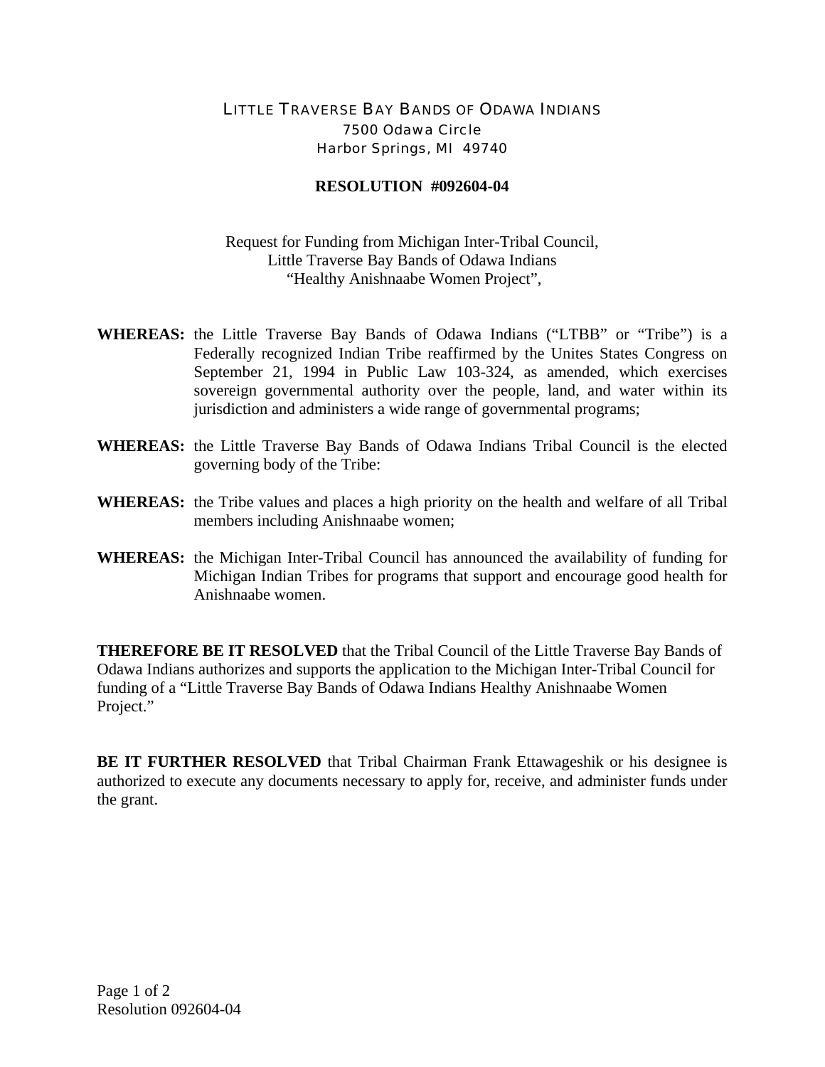LITTLE TRAVERSE BAY BANDS OF ODAWA INDIANS
7500 Odawa Circle
Harbor Springs, MI 49740

**RESOLUTION #092604-04**

Request for Funding from Michigan Inter-Tribal Council,
Little Traverse Bay Bands of Odawa Indians
"Healthy Anishnaabe Women Project",

**WHEREAS:** the Little Traverse Bay Bands of Odawa Indians ("LTBB" or "Tribe") is a Federally recognized Indian Tribe reaffirmed by the Unites States Congress on September 21, 1994 in Public Law 103-324, as amended, which exercises sovereign governmental authority over the people, land, and water within its jurisdiction and administers a wide range of governmental programs;

**WHEREAS:** the Little Traverse Bay Bands of Odawa Indians Tribal Council is the elected governing body of the Tribe:

**WHEREAS:** the Tribe values and places a high priority on the health and welfare of all Tribal members including Anishnaabe women;

**WHEREAS:** the Michigan Inter-Tribal Council has announced the availability of funding for Michigan Indian Tribes for programs that support and encourage good health for Anishnaabe women.

**THEREFORE BE IT RESOLVED** that the Tribal Council of the Little Traverse Bay Bands of Odawa Indians authorizes and supports the application to the Michigan Inter-Tribal Council for funding of a "Little Traverse Bay Bands of Odawa Indians Healthy Anishnaabe Women Project."

**BE IT FURTHER RESOLVED** that Tribal Chairman Frank Ettawageshik or his designee is authorized to execute any documents necessary to apply for, receive, and administer funds under the grant.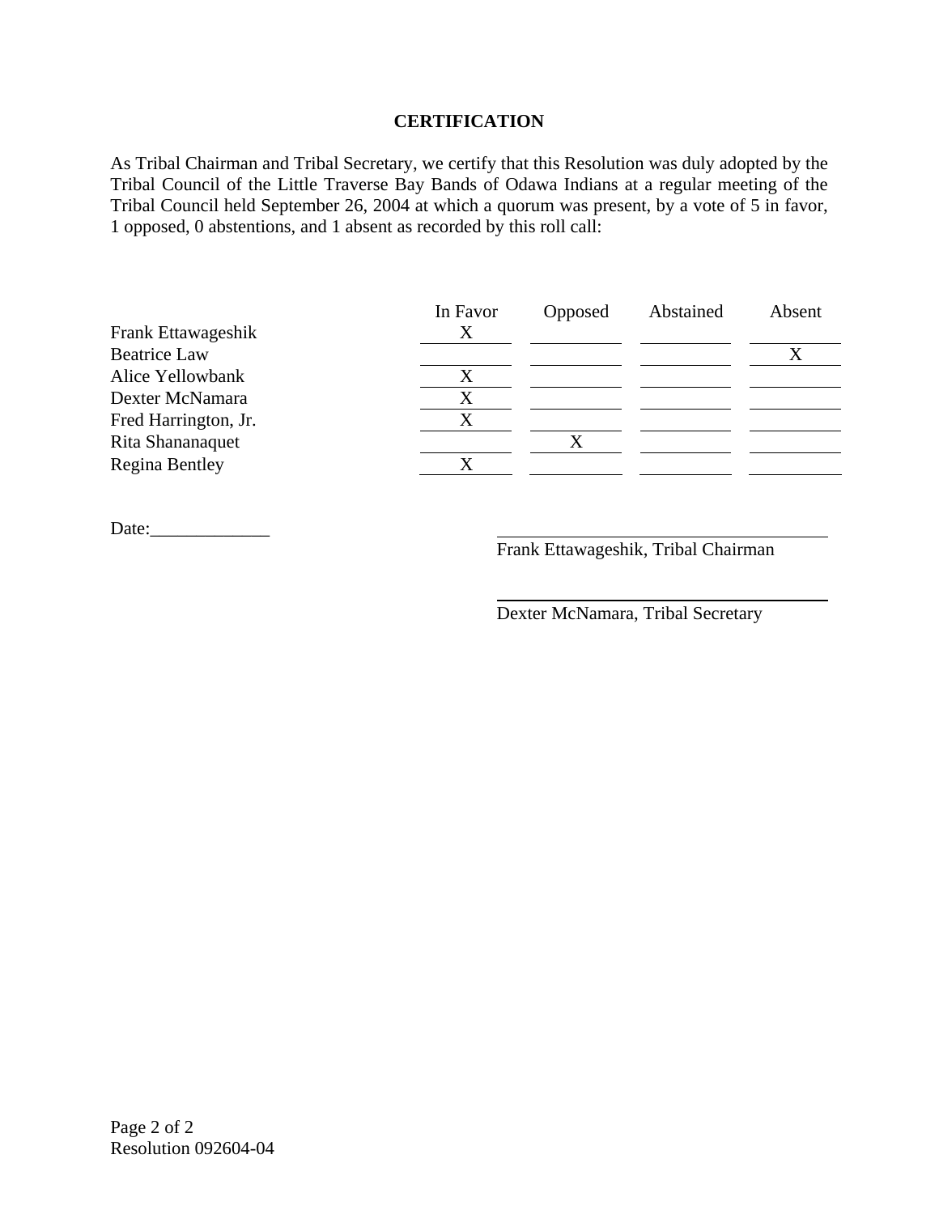**CERTIFICATION**

As Tribal Chairman and Tribal Secretary, we certify that this Resolution was duly adopted by the Tribal Council of the Little Traverse Bay Bands of Odawa Indians at a regular meeting of the Tribal Council held September 26, 2004 at which a quorum was present, by a vote of 5 in favor, 1 opposed, 0 abstentions, and 1 absent as recorded by this roll call:

| | In Favor | Opposed | Abstained | Absent |
|---|---|---|---|---|
| Frank Ettawageshik | X | | | |
| Beatrice Law | | | | X |
| Alice Yellowbank | X | | | |
| Dexter McNamara | X | | | |
| Fred Harrington, Jr. | X | | | |
| Rita Shananaquet | | X | | |
| Regina Bentley | X | | | |

Date:_____________

_________________________________
Frank Ettawageshik, Tribal Chairman

_________________________________
Dexter McNamara, Tribal Secretary

Resolution 092604-04